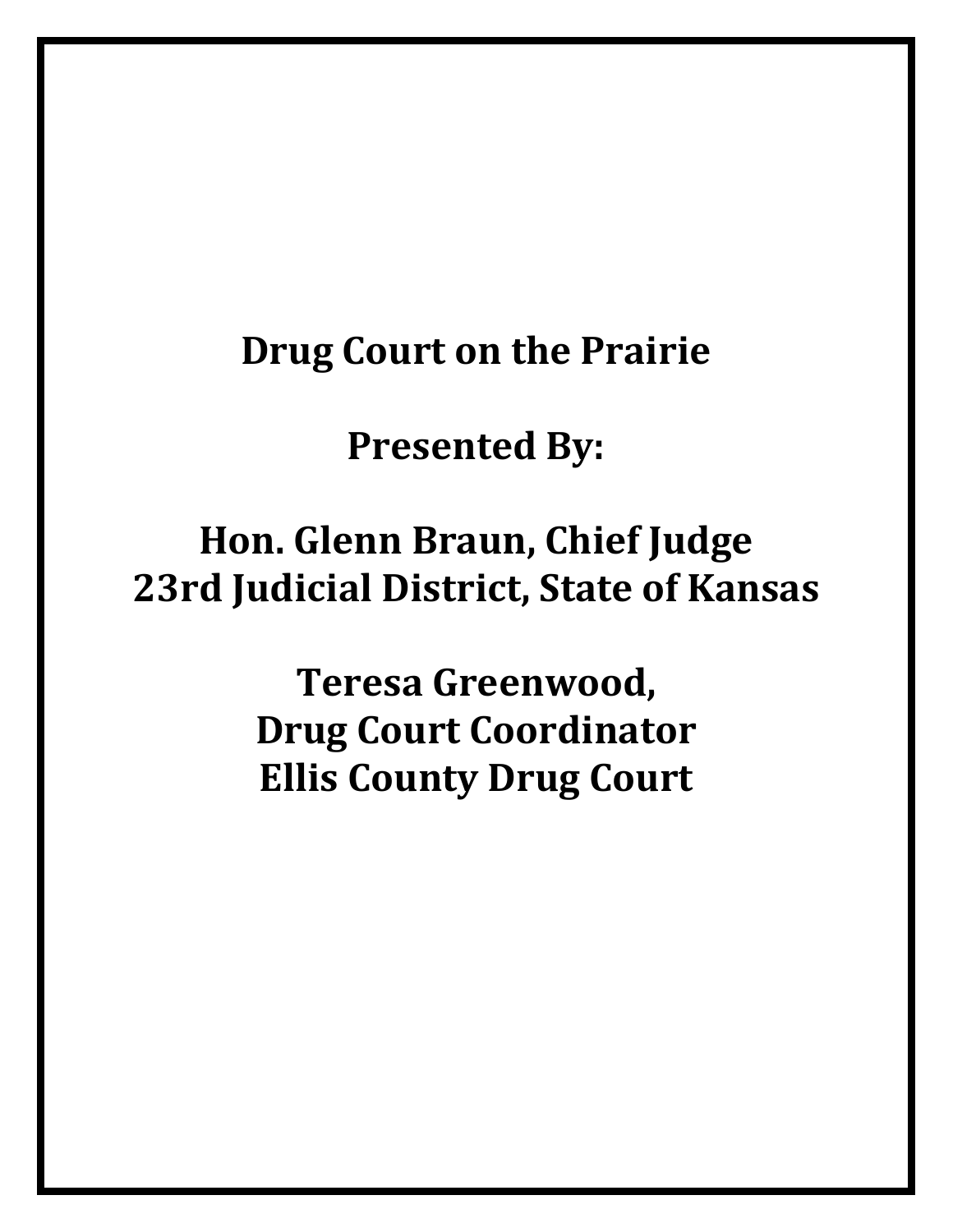# Drug Court on the Prairie

**Presented By:**

**Hon. Glenn Braun, Chief Judge**
**23rd Judicial District, State of Kansas**

**Teresa Greenwood,**
**Drug Court Coordinator**
**Ellis County Drug Court**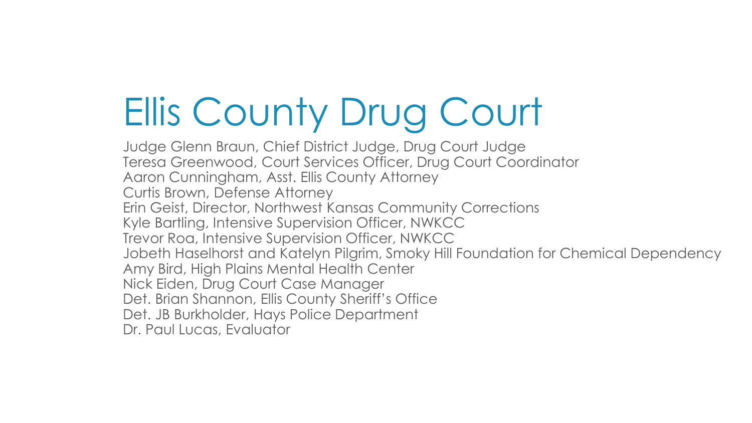# Ellis County Drug Court

Judge Glenn Braun, Chief District Judge, Drug Court Judge
Teresa Greenwood, Court Services Officer, Drug Court Coordinator
Aaron Cunningham, Asst. Ellis County Attorney
Curtis Brown, Defense Attorney
Erin Geist, Director, Northwest Kansas Community Corrections
Kyle Bartling, Intensive Supervision Officer, NWKCC
Trevor Roa, Intensive Supervision Officer, NWKCC
Jobeth Haselhorst and Katelyn Pilgrim, Smoky Hill Foundation for Chemical Dependency
Amy Bird, High Plains Mental Health Center
Nick Eiden, Drug Court Case Manager
Det. Brian Shannon, Ellis County Sheriff's Office
Det. JB Burkholder, Hays Police Department
Dr. Paul Lucas, Evaluator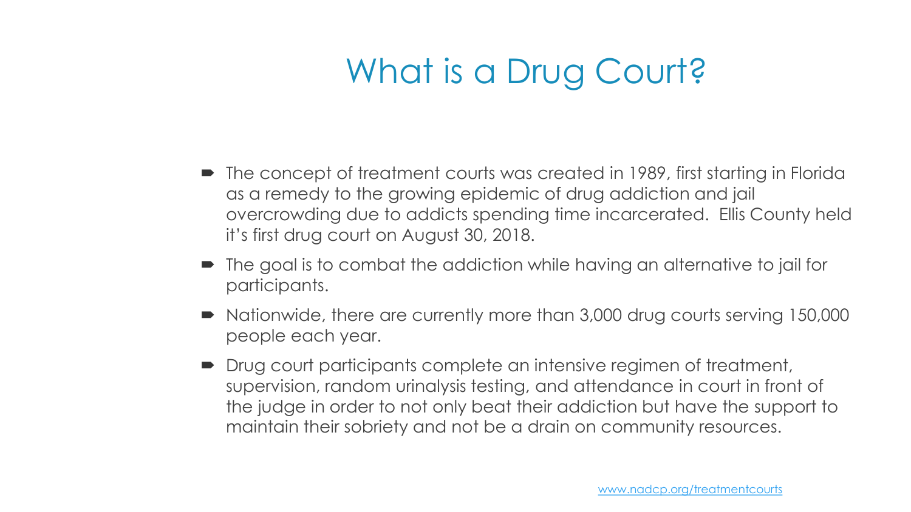# What is a Drug Court?

- The concept of treatment courts was created in 1989, first starting in Florida as a remedy to the growing epidemic of drug addiction and jail overcrowding due to addicts spending time incarcerated. Ellis County held it's first drug court on August 30, 2018.
- The goal is to combat the addiction while having an alternative to jail for participants.
- Nationwide, there are currently more than 3,000 drug courts serving 150,000 people each year.
- Drug court participants complete an intensive regimen of treatment, supervision, random urinalysis testing, and attendance in court in front of the judge in order to not only beat their addiction but have the support to maintain their sobriety and not be a drain on community resources.

www.nadcp.org/treatmentcourts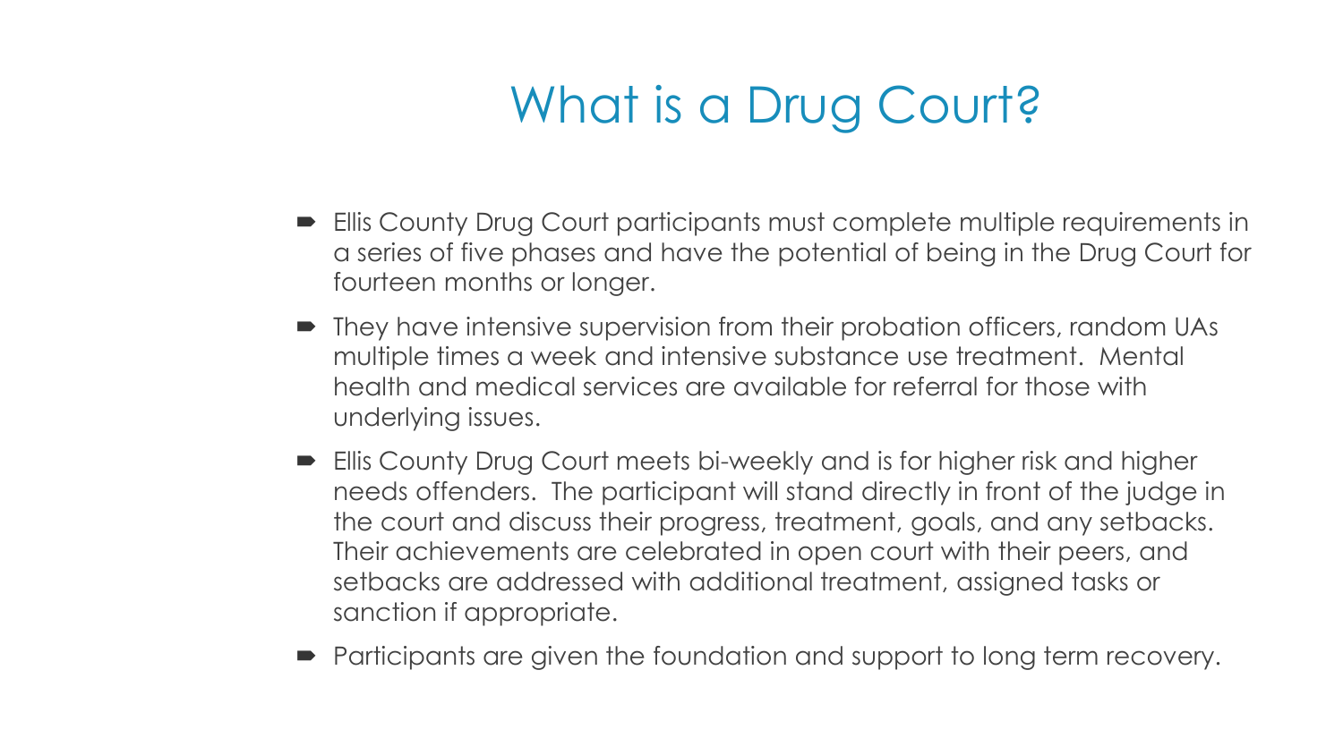# What is a Drug Court?

- Ellis County Drug Court participants must complete multiple requirements in a series of five phases and have the potential of being in the Drug Court for fourteen months or longer.
- They have intensive supervision from their probation officers, random UAs multiple times a week and intensive substance use treatment. Mental health and medical services are available for referral for those with underlying issues.
- Ellis County Drug Court meets bi-weekly and is for higher risk and higher needs offenders. The participant will stand directly in front of the judge in the court and discuss their progress, treatment, goals, and any setbacks. Their achievements are celebrated in open court with their peers, and setbacks are addressed with additional treatment, assigned tasks or sanction if appropriate.
- Participants are given the foundation and support to long term recovery.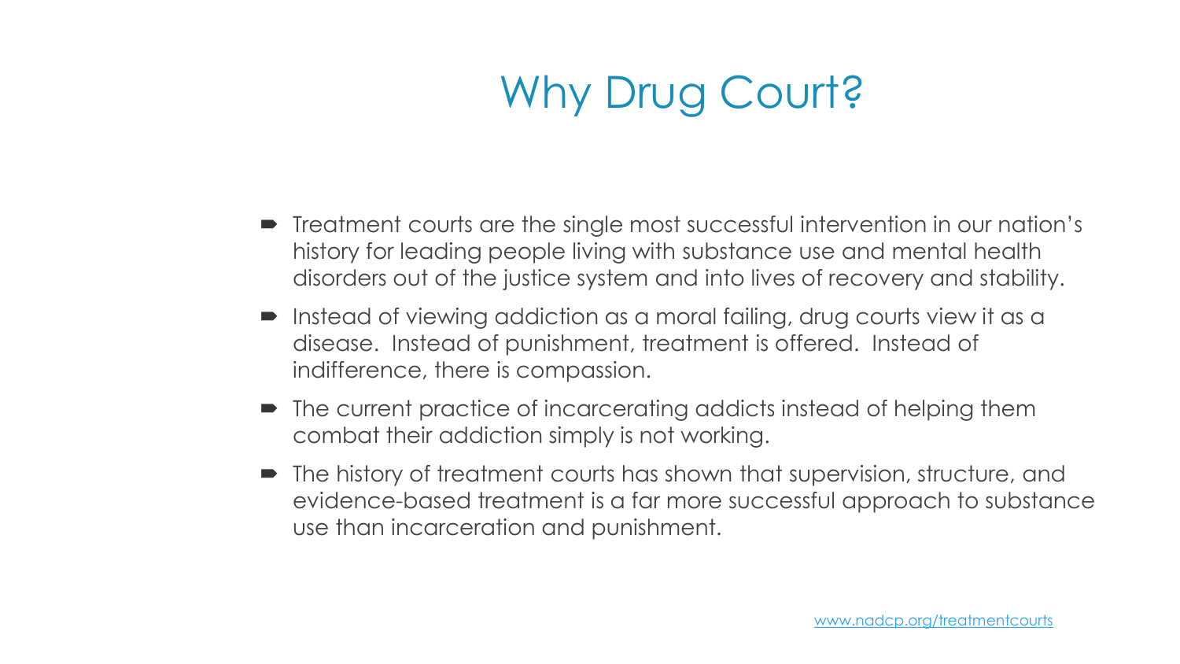# Why Drug Court?

- Treatment courts are the single most successful intervention in our nation's history for leading people living with substance use and mental health disorders out of the justice system and into lives of recovery and stability.
- Instead of viewing addiction as a moral failing, drug courts view it as a disease. Instead of punishment, treatment is offered. Instead of indifference, there is compassion.
- The current practice of incarcerating addicts instead of helping them combat their addiction simply is not working.
- The history of treatment courts has shown that supervision, structure, and evidence-based treatment is a far more successful approach to substance use than incarceration and punishment.

www.nadcp.org/treatmentcourts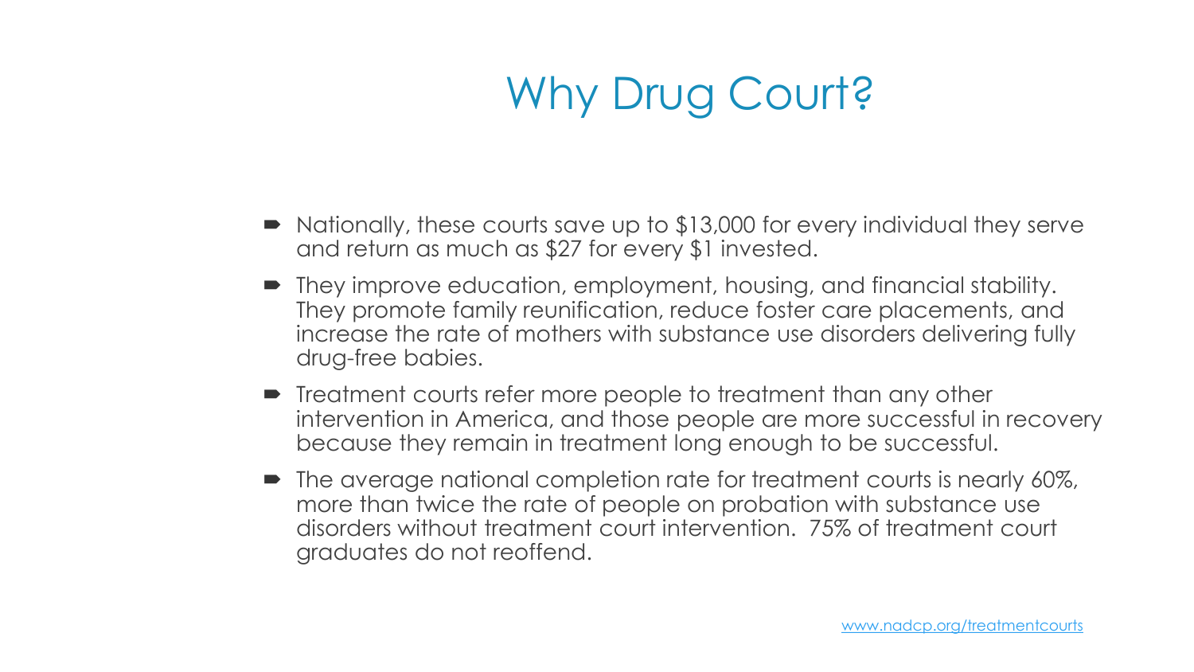# Why Drug Court?

- Nationally, these courts save up to $13,000 for every individual they serve and return as much as $27 for every $1 invested.
- They improve education, employment, housing, and financial stability. They promote family reunification, reduce foster care placements, and increase the rate of mothers with substance use disorders delivering fully drug-free babies.
- Treatment courts refer more people to treatment than any other intervention in America, and those people are more successful in recovery because they remain in treatment long enough to be successful.
- The average national completion rate for treatment courts is nearly 60%, more than twice the rate of people on probation with substance use disorders without treatment court intervention. 75% of treatment court graduates do not reoffend.

www.nadcp.org/treatmentcourts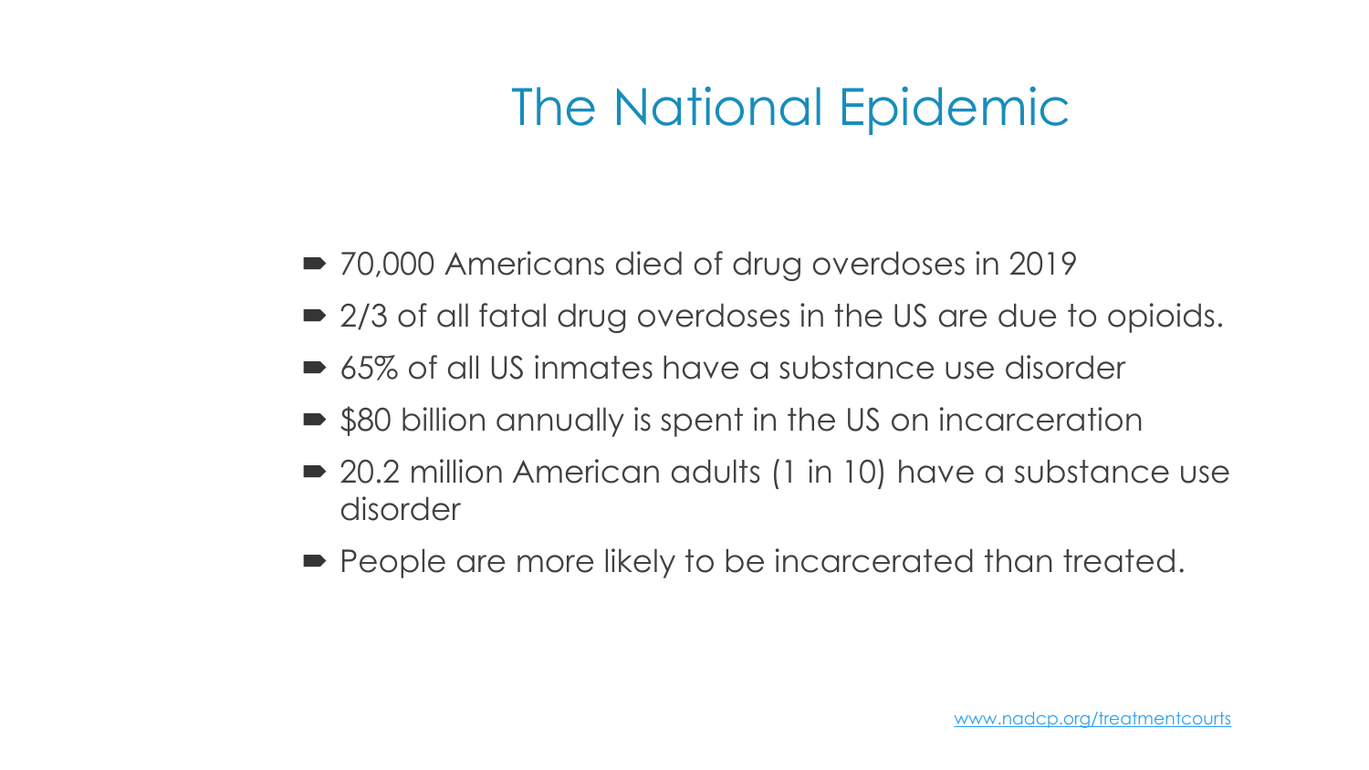# The National Epidemic

- 70,000 Americans died of drug overdoses in 2019
- 2/3 of all fatal drug overdoses in the US are due to opioids.
- 65% of all US inmates have a substance use disorder
- $80 billion annually is spent in the US on incarceration
- 20.2 million American adults (1 in 10) have a substance use disorder
- People are more likely to be incarcerated than treated.

www.nadcp.org/treatmentcourts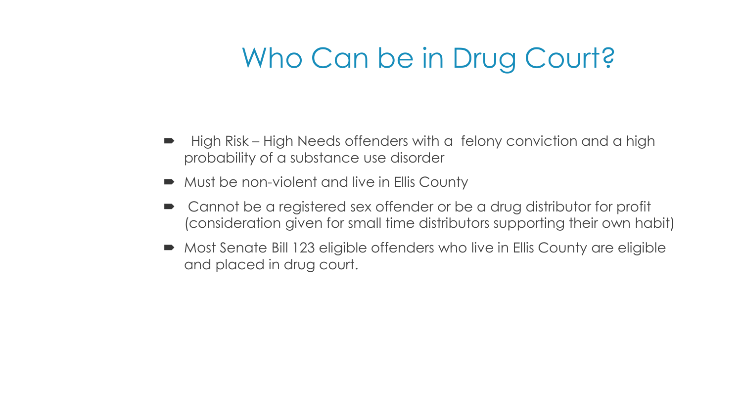# Who Can be in Drug Court?

- High Risk – High Needs offenders with a felony conviction and a high probability of a substance use disorder
- Must be non-violent and live in Ellis County
- Cannot be a registered sex offender or be a drug distributor for profit (consideration given for small time distributors supporting their own habit)
- Most Senate Bill 123 eligible offenders who live in Ellis County are eligible and placed in drug court.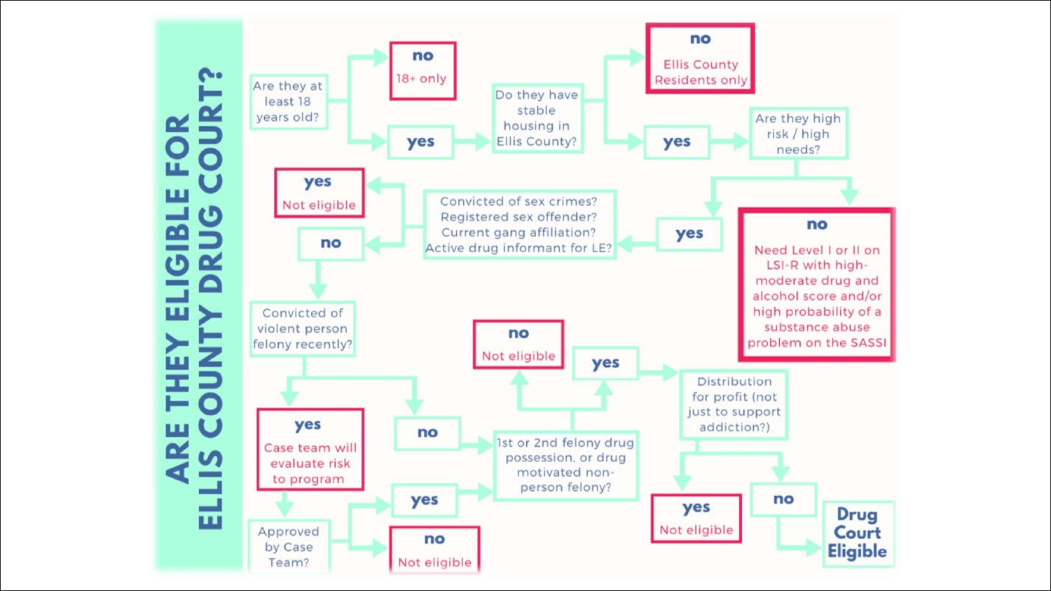# ARE THEY ELIGIBLE FOR ELLIS COUNTY DRUG COURT?

Are they at least 18 years old?

no
18+ only

yes

Do they have stable housing in Ellis County?

no
Ellis County Residents only

yes

Are they high risk / high needs?

no
Need Level I or II on LSI-R with high-moderate drug and alcohol score and/or high probability of a substance abuse problem on the SASSI

yes

Convicted of sex crimes?
Registered sex offender?
Current gang affiliation?
Active drug informant for LE?

yes
Not eligible

no

Convicted of violent person felony recently?

yes
Case team will evaluate risk to program

Approved by Case Team?

yes

no
Not eligible

no

1st or 2nd felony drug possession, or drug motivated non-person felony?

no
Not eligible

yes

Distribution for profit (not just to support addiction?)

yes
Not eligible

no

Drug Court Eligible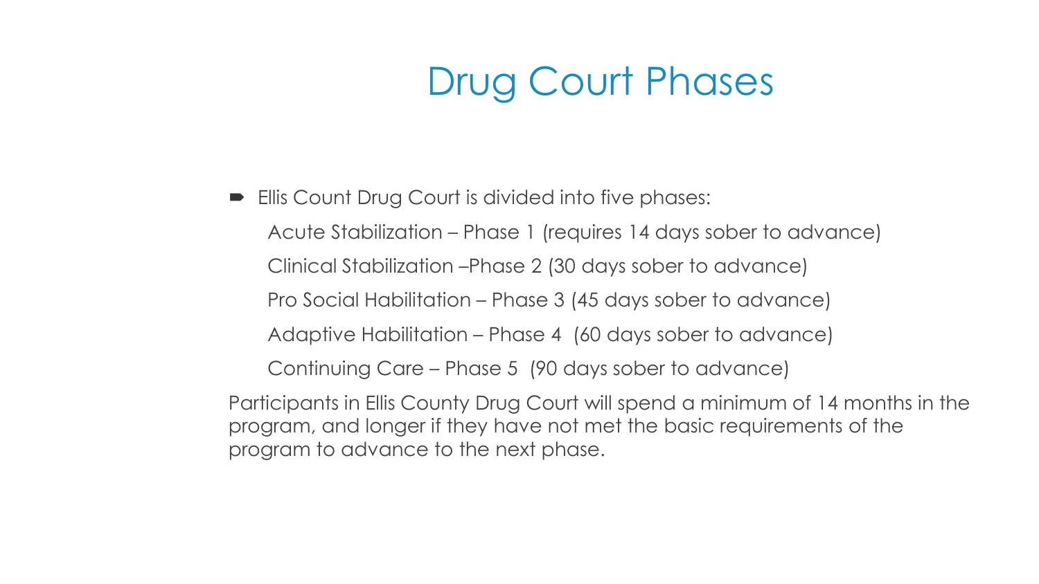# Drug Court Phases

- Ellis Count Drug Court is divided into five phases:

  Acute Stabilization – Phase 1 (requires 14 days sober to advance)

  Clinical Stabilization –Phase 2 (30 days sober to advance)

  Pro Social Habilitation – Phase 3 (45 days sober to advance)

  Adaptive Habilitation – Phase 4 (60 days sober to advance)

  Continuing Care – Phase 5 (90 days sober to advance)

Participants in Ellis County Drug Court will spend a minimum of 14 months in the program, and longer if they have not met the basic requirements of the program to advance to the next phase.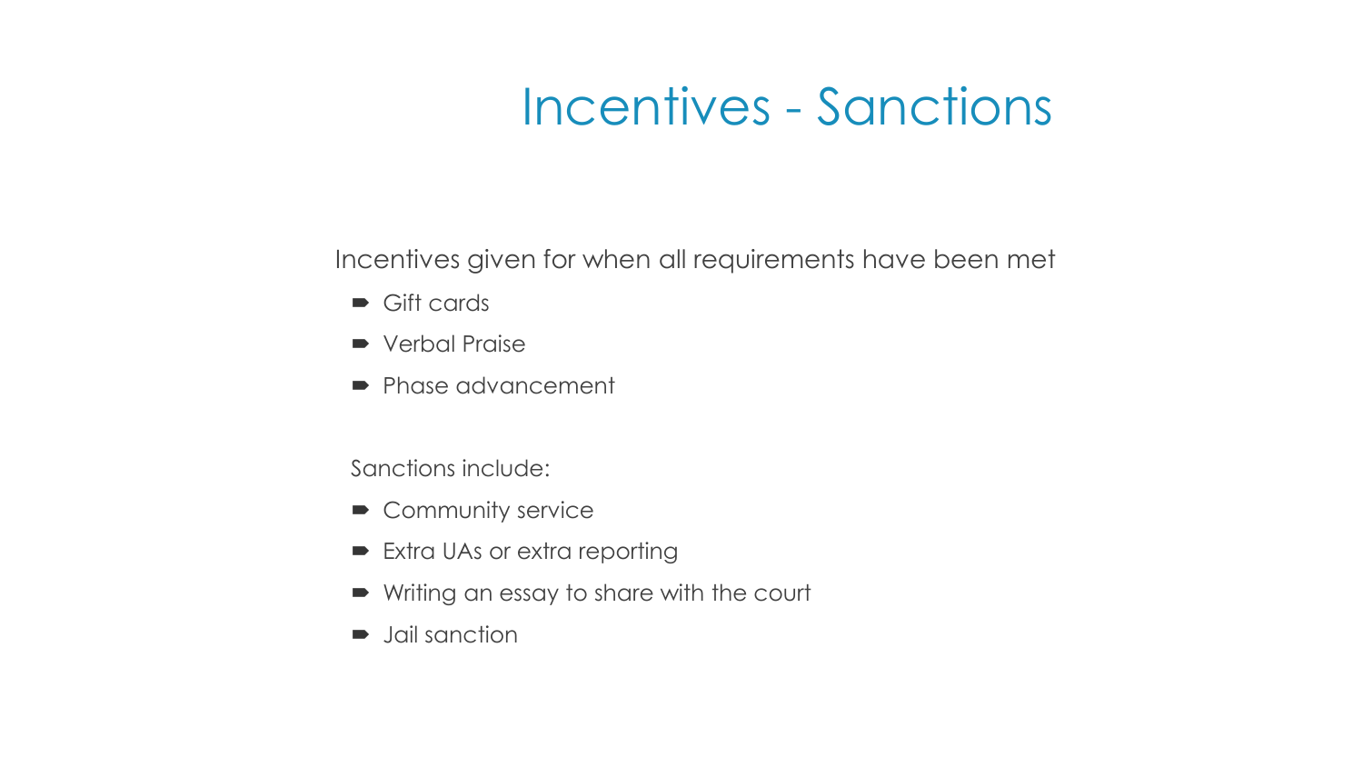# Incentives - Sanctions

Incentives given for when all requirements have been met

- Gift cards
- Verbal Praise
- Phase advancement

Sanctions include:

- Community service
- Extra UAs or extra reporting
- Writing an essay to share with the court
- Jail sanction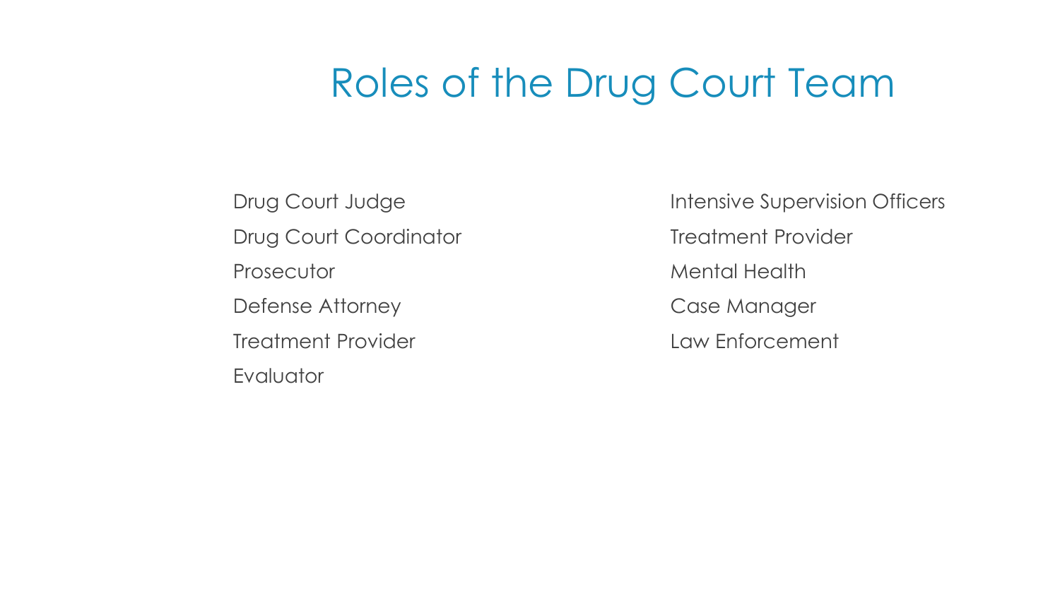# Roles of the Drug Court Team

Drug Court Judge

Drug Court Coordinator

Prosecutor

Defense Attorney

Treatment Provider

Evaluator

Intensive Supervision Officers

Treatment Provider

Mental Health

Case Manager

Law Enforcement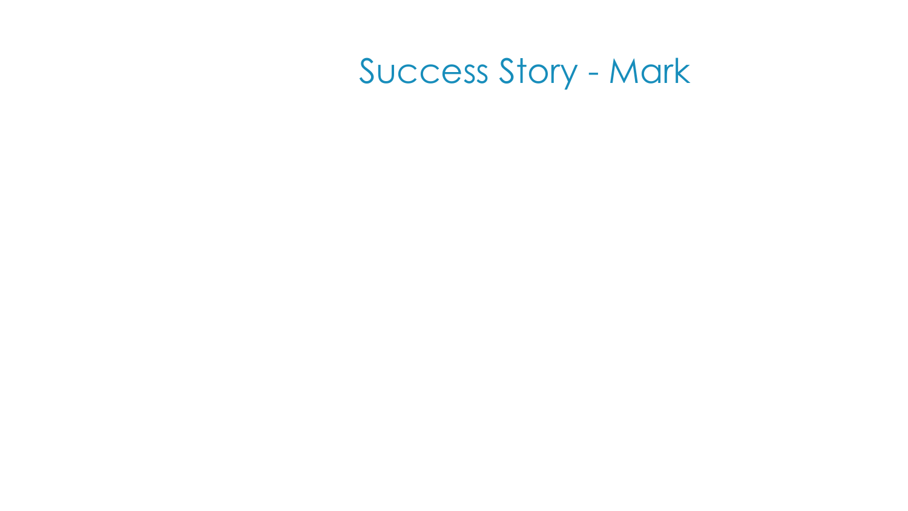# Success Story - Mark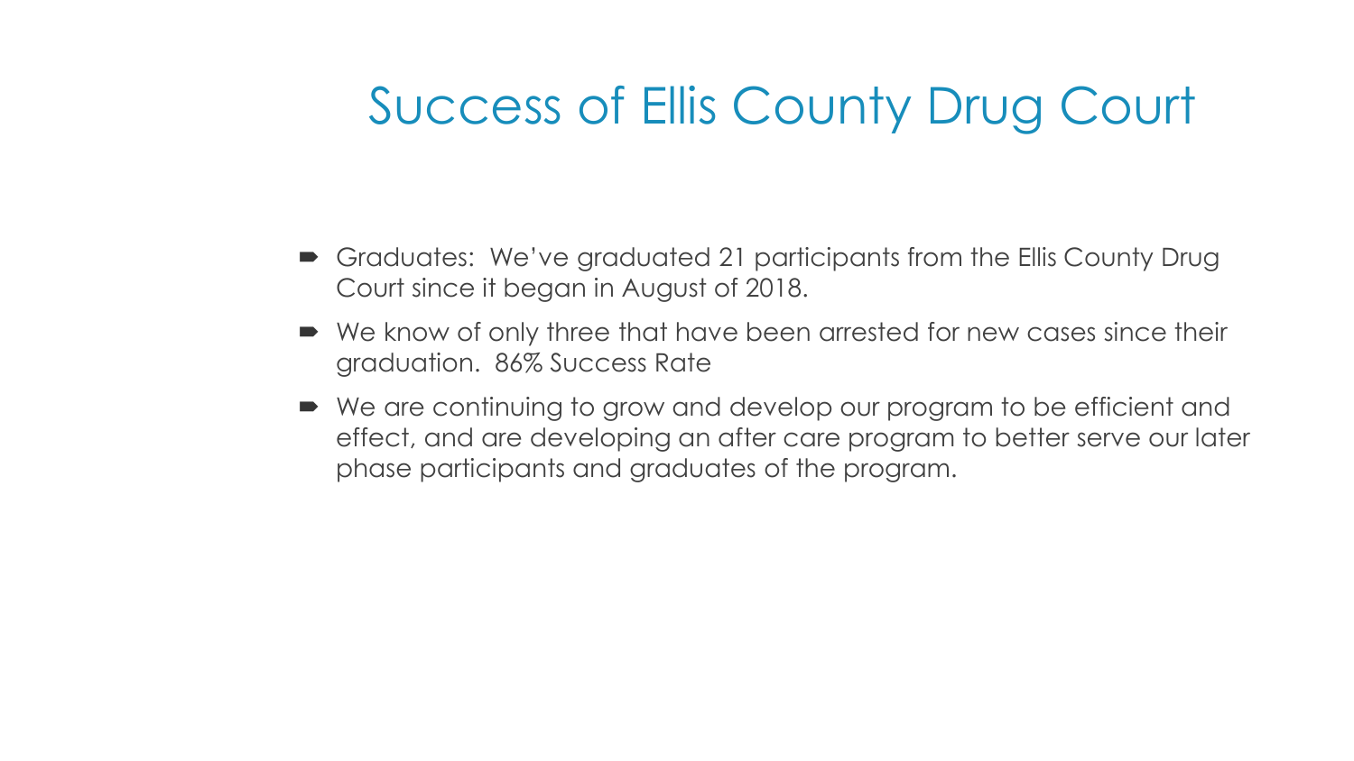# Success of Ellis County Drug Court

- Graduates: We've graduated 21 participants from the Ellis County Drug Court since it began in August of 2018.
- We know of only three that have been arrested for new cases since their graduation. 86% Success Rate
- We are continuing to grow and develop our program to be efficient and effect, and are developing an after care program to better serve our later phase participants and graduates of the program.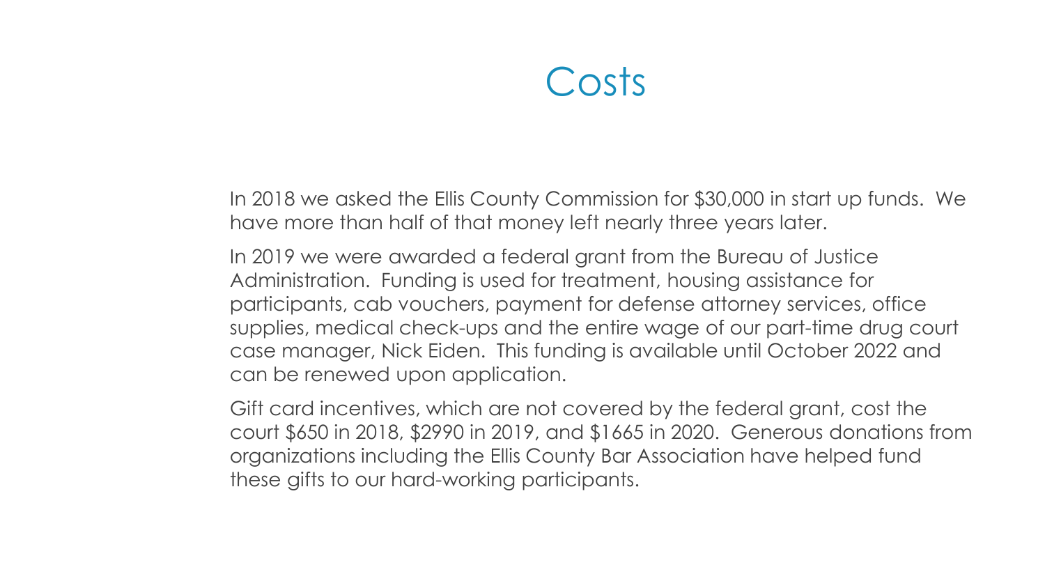# Costs

In 2018 we asked the Ellis County Commission for $30,000 in start up funds. We have more than half of that money left nearly three years later.

In 2019 we were awarded a federal grant from the Bureau of Justice Administration. Funding is used for treatment, housing assistance for participants, cab vouchers, payment for defense attorney services, office supplies, medical check-ups and the entire wage of our part-time drug court case manager, Nick Eiden. This funding is available until October 2022 and can be renewed upon application.

Gift card incentives, which are not covered by the federal grant, cost the court $650 in 2018, $2990 in 2019, and $1665 in 2020. Generous donations from organizations including the Ellis County Bar Association have helped fund these gifts to our hard-working participants.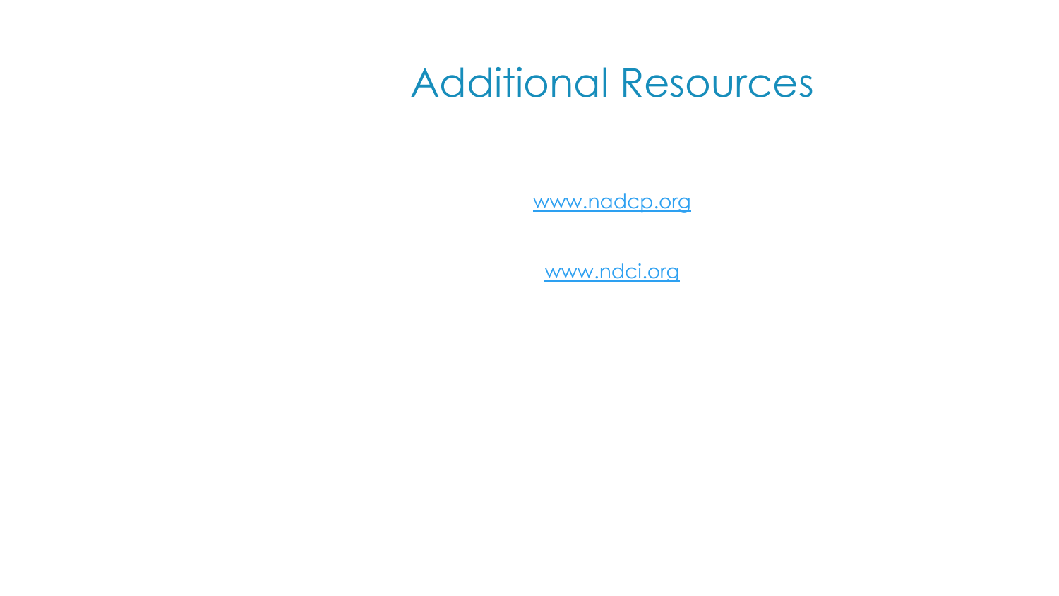# Additional Resources

www.nadcp.org

www.ndci.org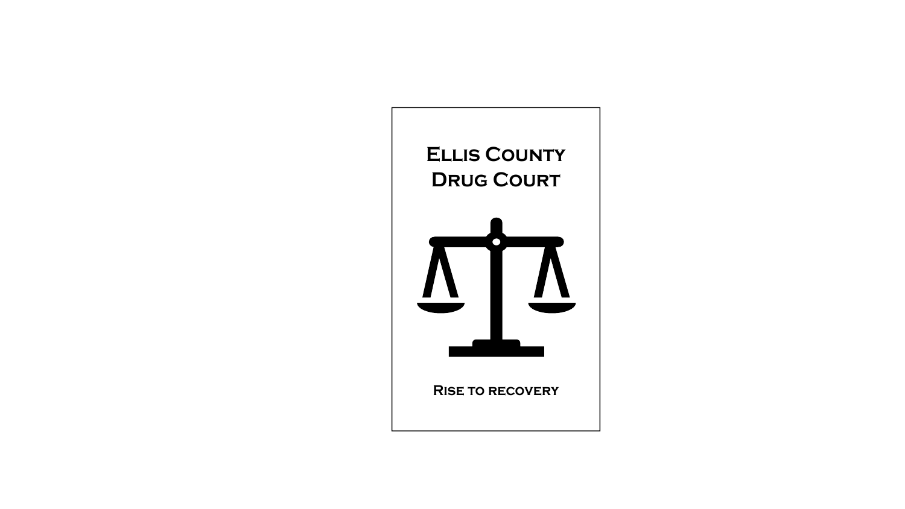# Ellis County Drug Court

Rise to recovery